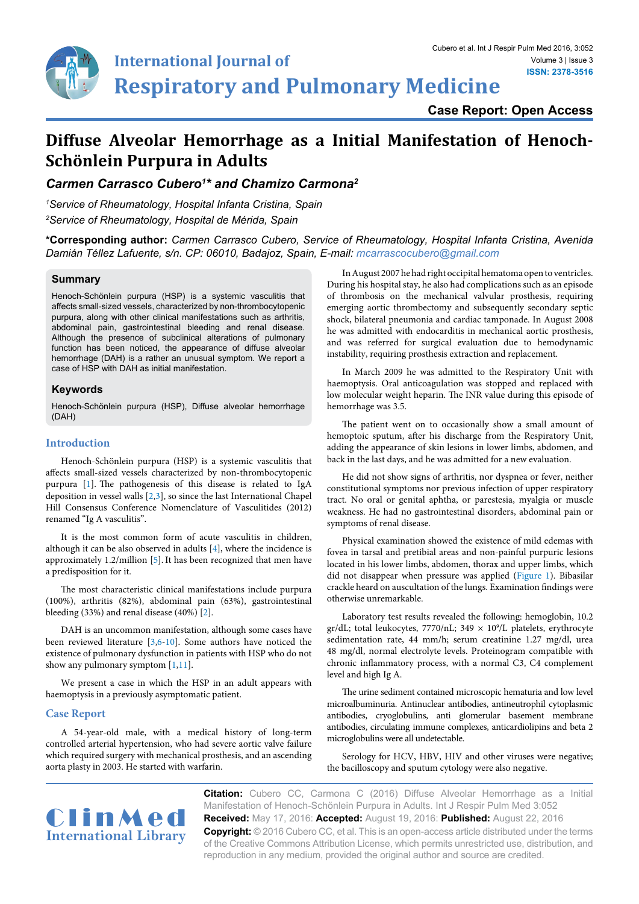Case Report: Open Access

# Diffuse Alveolar Hemorrhage as a Initial Manifestation of Henoch-Schönlein Purpura in Adults

### *Carmen Carrasco Cubero[1]\* and Chamizo Carmona[2]*

*[1]Service of Rheumatology, Hospital Infanta Cristina, Spain*

*[2]Service of Rheumatology, Hospital de Mérida, Spain*

**\*Corresponding author:** *Carmen Carrasco Cubero, Service of Rheumatology, Hospital Infanta Cristina, Avenida Damián Téllez Lafuente, s/n. CP: 06010, Badajoz, Spain, E-mail: mcarrascocubero@gmail.com*

## Summary

Henoch-Schönlein purpura (HSP) is a systemic vasculitis that affects small-sized vessels, characterized by non-thrombocytopenic purpura, along with other clinical manifestations such as arthritis, abdominal pain, gastrointestinal bleeding and renal disease. Although the presence of subclinical alterations of pulmonary function has been noticed, the appearance of diffuse alveolar hemorrhage (DAH) is a rather an unusual symptom. We report a case of HSP with DAH as initial manifestation.

## Keywords

Henoch-Schönlein purpura (HSP), Diffuse alveolar hemorrhage (DAH)

## Introduction

Henoch-Schönlein purpura (HSP) is a systemic vasculitis that affects small-sized vessels characterized by non-thrombocytopenic purpura [1]. The pathogenesis of this disease is related to IgA deposition in vessel walls [2,3], so since the last International Chapel Hill Consensus Conference Nomenclature of Vasculitides (2012) renamed "Ig A vasculitis".

It is the most common form of acute vasculitis in children, although it can be also observed in adults [4], where the incidence is approximately 1.2/million [5]. It has been recognized that men have a predisposition for it.

The most characteristic clinical manifestations include purpura (100%), arthritis (82%), abdominal pain (63%), gastrointestinal bleeding (33%) and renal disease (40%) [2].

DAH is an uncommon manifestation, although some cases have been reviewed literature [3,6-10]. Some authors have noticed the existence of pulmonary dysfunction in patients with HSP who do not show any pulmonary symptom [1,11].

We present a case in which the HSP in an adult appears with haemoptysis in a previously asymptomatic patient.

## Case Report

A 54-year-old male, with a medical history of long-term controlled arterial hypertension, who had severe aortic valve failure which required surgery with mechanical prosthesis, and an ascending aorta plasty in 2003. He started with warfarin.

In August 2007 he had right occipital hematoma open to ventricles. During his hospital stay, he also had complications such as an episode of thrombosis on the mechanical valvular prosthesis, requiring emerging arterial thrombectomy and subsequently secondary septic shock, bilateral pneumonia and cardiac tamponade. In August 2008 he was admitted with endocarditis in mechanical aortic prosthesis, and was referred for surgical evaluation due to hemodynamic instability, requiring prosthesis extraction and replacement.

In March 2009 he was admitted to the Respiratory Unit with haemoptysis. Oral anticoagulation was stopped and replaced with low molecular weight heparin. The INR value during this episode of hemorrhage was 3.5.

The patient went on to occasionally show a small amount of hemoptoic sputum, after his discharge from the Respiratory Unit, adding the appearance of skin lesions in lower limbs, abdomen, and back in the last days, and he was admitted for a new evaluation.

He did not show signs of arthritis, nor dyspnea or fever, neither constitutional symptoms nor previous infection of upper respiratory tract. No oral or genital aphtha, or parestesia, myalgia or muscle weakness. He had no gastrointestinal disorders, abdominal pain or symptoms of renal disease.

Physical examination showed the existence of mild edemas with fovea in tarsal and pretibial areas and non-painful purpuric lesions located in his lower limbs, abdomen, thorax and upper limbs, which did not disappear when pressure was applied (Figure 1). Bibasilar crackle heard on auscultation of the lungs. Examination findings were otherwise unremarkable.

Laboratory test results revealed the following: hemoglobin, 10.2 gr/dL; total leukocytes, 7770/nL; 349 × $10^9$/L platelets, erythrocyte sedimentation rate, 44 mm/h; serum creatinine 1.27 mg/dl, urea 48 mg/dl, normal electrolyte levels. Proteinogram compatible with chronic inflammatory process, with a normal C3, C4 complement level and high Ig A.

The urine sediment contained microscopic hematuria and low level microalbuminuria. Antinuclear antibodies, antineutrophil cytoplasmic antibodies, cryoglobulins, anti glomerular basement membrane antibodies, circulating immune complexes, anticardiolipins and beta 2 microglobulins were all undetectable.

Serology for HCV, HBV, HIV and other viruses were negative; the bacilloscopy and sputum cytology were also negative.

**Citation:** Cubero CC, Carmona C (2016) Diffuse Alveolar Hemorrhage as a Initial Manifestation of Henoch-Schönlein Purpura in Adults. Int J Respir Pulm Med 3:052

**Received:** May 17, 2016: **Accepted:** August 19, 2016: **Published:** August 22, 2016

**Copyright:** © 2016 Cubero CC, et al. This is an open-access article distributed under the terms of the Creative Commons Attribution License, which permits unrestricted use, distribution, and reproduction in any medium, provided the original author and source are credited.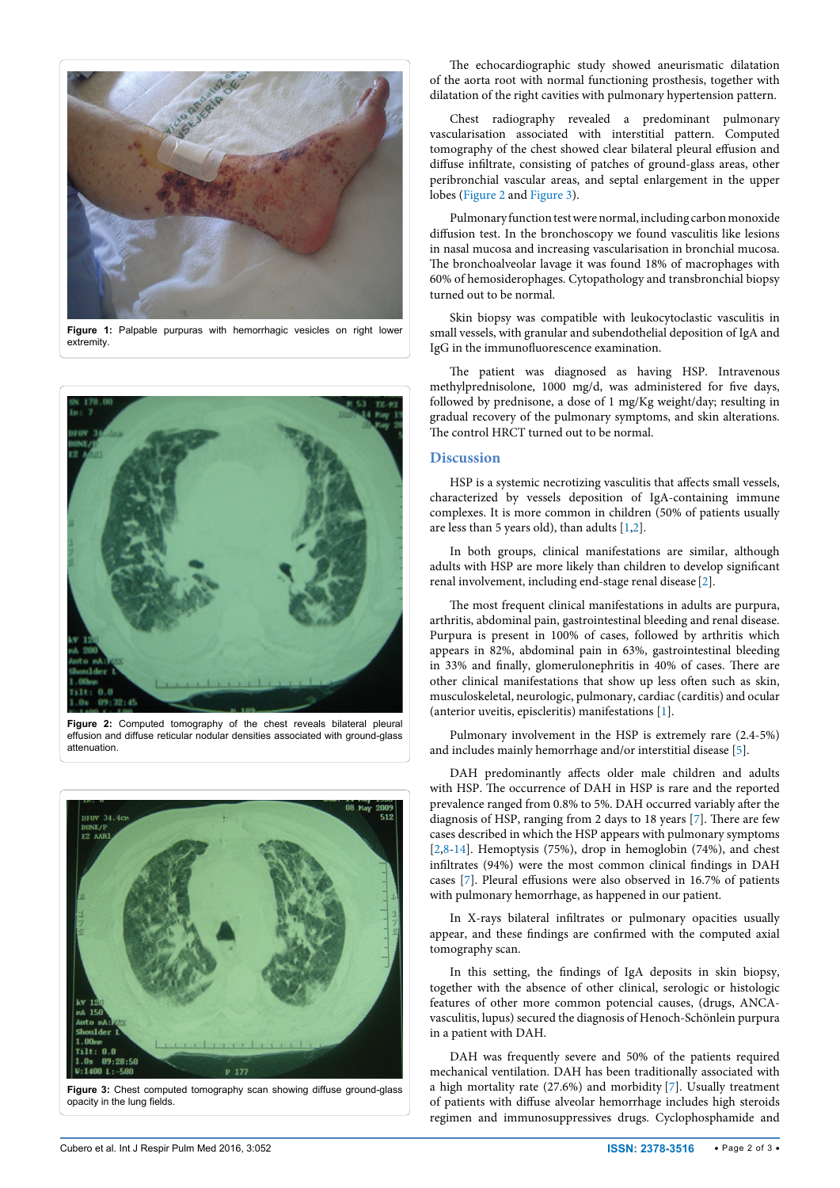Figure 1: Palpable purpuras with hemorrhagic vesicles on right lower extremity.

Figure 2: Computed tomography of the chest reveals bilateral pleural effusion and diffuse reticular nodular densities associated with ground-glass attenuation.

Figure 3: Chest computed tomography scan showing diffuse ground-glass opacity in the lung fields.

The echocardiographic study showed aneurismatic dilatation of the aorta root with normal functioning prosthesis, together with dilatation of the right cavities with pulmonary hypertension pattern.

Chest radiography revealed a predominant pulmonary vascularisation associated with interstitial pattern. Computed tomography of the chest showed clear bilateral pleural effusion and diffuse infiltrate, consisting of patches of ground-glass areas, other peribronchial vascular areas, and septal enlargement in the upper lobes (Figure 2 and Figure 3).

Pulmonary function test were normal, including carbon monoxide diffusion test. In the bronchoscopy we found vasculitis like lesions in nasal mucosa and increasing vascularisation in bronchial mucosa. The bronchoalveolar lavage it was found 18% of macrophages with 60% of hemosiderophages. Cytopathology and transbronchial biopsy turned out to be normal.

Skin biopsy was compatible with leukocytoclastic vasculitis in small vessels, with granular and subendothelial deposition of IgA and IgG in the immunofluorescence examination.

The patient was diagnosed as having HSP. Intravenous methylprednisolone, 1000 mg/d, was administered for five days, followed by prednisone, a dose of 1 mg/Kg weight/day; resulting in gradual recovery of the pulmonary symptoms, and skin alterations. The control HRCT turned out to be normal.

## Discussion

HSP is a systemic necrotizing vasculitis that affects small vessels, characterized by vessels deposition of IgA-containing immune complexes. It is more common in children (50% of patients usually are less than 5 years old), than adults [1,2].

In both groups, clinical manifestations are similar, although adults with HSP are more likely than children to develop significant renal involvement, including end-stage renal disease [2].

The most frequent clinical manifestations in adults are purpura, arthritis, abdominal pain, gastrointestinal bleeding and renal disease. Purpura is present in 100% of cases, followed by arthritis which appears in 82%, abdominal pain in 63%, gastrointestinal bleeding in 33% and finally, glomerulonephritis in 40% of cases. There are other clinical manifestations that show up less often such as skin, musculoskeletal, neurologic, pulmonary, cardiac (carditis) and ocular (anterior uveitis, episcleritis) manifestations [1].

Pulmonary involvement in the HSP is extremely rare (2.4-5%) and includes mainly hemorrhage and/or interstitial disease [5].

DAH predominantly affects older male children and adults with HSP. The occurrence of DAH in HSP is rare and the reported prevalence ranged from 0.8% to 5%. DAH occurred variably after the diagnosis of HSP, ranging from 2 days to 18 years [7]. There are few cases described in which the HSP appears with pulmonary symptoms [2,8-14]. Hemoptysis (75%), drop in hemoglobin (74%), and chest infiltrates (94%) were the most common clinical findings in DAH cases [7]. Pleural effusions were also observed in 16.7% of patients with pulmonary hemorrhage, as happened in our patient.

In X-rays bilateral infiltrates or pulmonary opacities usually appear, and these findings are confirmed with the computed axial tomography scan.

In this setting, the findings of IgA deposits in skin biopsy, together with the absence of other clinical, serologic or histologic features of other more common potential causes, (drugs, ANCA-vasculitis, lupus) secured the diagnosis of Henoch-Schönlein purpura in a patient with DAH.

DAH was frequently severe and 50% of the patients required mechanical ventilation. DAH has been traditionally associated with a high mortality rate (27.6%) and morbidity [7]. Usually treatment of patients with diffuse alveolar hemorrhage includes high steroids regimen and immunosuppressives drugs. Cyclophosphamide and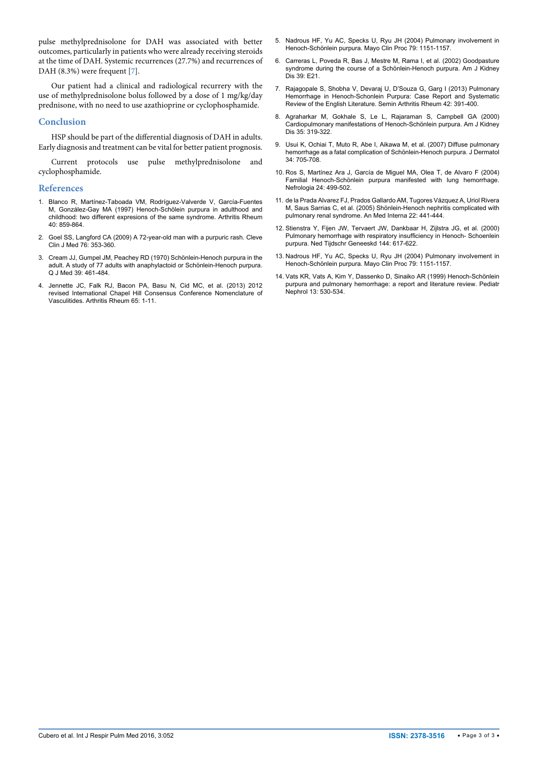pulse methylprednisolone for DAH was associated with better outcomes, particularly in patients who were already receiving steroids at the time of DAH. Systemic recurrences (27.7%) and recurrences of DAH (8.3%) were frequent [7].

Our patient had a clinical and radiological recurrery with the use of methylprednisolone bolus followed by a dose of 1 mg/kg/day prednisone, with no need to use azathioprine or cyclophosphamide.

## Conclusion

HSP should be part of the differential diagnosis of DAH in adults. Early diagnosis and treatment can be vital for better patient prognosis.

Current protocols use pulse methylprednisolone and cyclophosphamide.

## References

1. Blanco R, Martínez-Taboada VM, Rodríguez-Valverde V, García-Fuentes M, González-Gay MA (1997) Henoch-Schölein purpura in adulthood and childhood: two different expresions of the same syndrome. Arthritis Rheum 40: 859-864.
2. Goel SS, Langford CA (2009) A 72-year-old man with a purpuric rash. Cleve Clin J Med 76: 353-360.
3. Cream JJ, Gumpel JM, Peachey RD (1970) Schönlein-Henoch purpura in the adult. A study of 77 adults with anaphylactoid or Schönlein-Henoch purpura. Q J Med 39: 461-484.
4. Jennette JC, Falk RJ, Bacon PA, Basu N, Cid MC, et al. (2013) 2012 revised International Chapel Hill Consensus Conference Nomenclature of Vasculitides. Arthritis Rheum 65: 1-11.
5. Nadrous HF, Yu AC, Specks U, Ryu JH (2004) Pulmonary involvement in Henoch-Schönlein purpura. Mayo Clin Proc 79: 1151-1157.
6. Carreras L, Poveda R, Bas J, Mestre M, Rama I, et al. (2002) Goodpasture syndrome during the course of a Schönlein-Henoch purpura. Am J Kidney Dis 39: E21.
7. Rajagopale S, Shobha V, Devaraj U, D'Souza G, Garg I (2013) Pulmonary Hemorrhage in Henoch-Schonlein Purpura: Case Report and Systematic Review of the English Literature. Semin Arthritis Rheum 42: 391-400.
8. Agraharkar M, Gokhale S, Le L, Rajaraman S, Campbell GA (2000) Cardiopulmonary manifestations of Henoch-Schönlein purpura. Am J Kidney Dis 35: 319-322.
9. Usui K, Ochiai T, Muto R, Abe I, Aikawa M, et al. (2007) Diffuse pulmonary hemorrhage as a fatal complication of Schönlein-Henoch purpura. J Dermatol 34: 705-708.
10. Ros S, Martínez Ara J, García de Miguel MA, Olea T, de Alvaro F (2004) Familial Henoch-Schönlein purpura manifested with lung hemorrhage. Nefrologia 24: 499-502.
11. de la Prada Alvarez FJ, Prados Gallardo AM, Tugores Vázquez A, Uriol Rivera M, Saus Sarrias C, et al. (2005) Shönlein-Henoch nephritis complicated with pulmonary renal syndrome. An Med Interna 22: 441-444.
12. Stienstra Y, Fijen JW, Tervaert JW, Dankbaar H, Zijlstra JG, et al. (2000) Pulmonary hemorrhage with respiratory insufficiency in Henoch- Schoenlein purpura. Ned Tijdschr Geneeskd 144: 617-622.
13. Nadrous HF, Yu AC, Specks U, Ryu JH (2004) Pulmonary involvement in Henoch-Schönlein purpura. Mayo Clin Proc 79: 1151-1157.
14. Vats KR, Vats A, Kim Y, Dassenko D, Sinaiko AR (1999) Henoch-Schönlein purpura and pulmonary hemorrhage: a report and literature review. Pediatr Nephrol 13: 530-534.